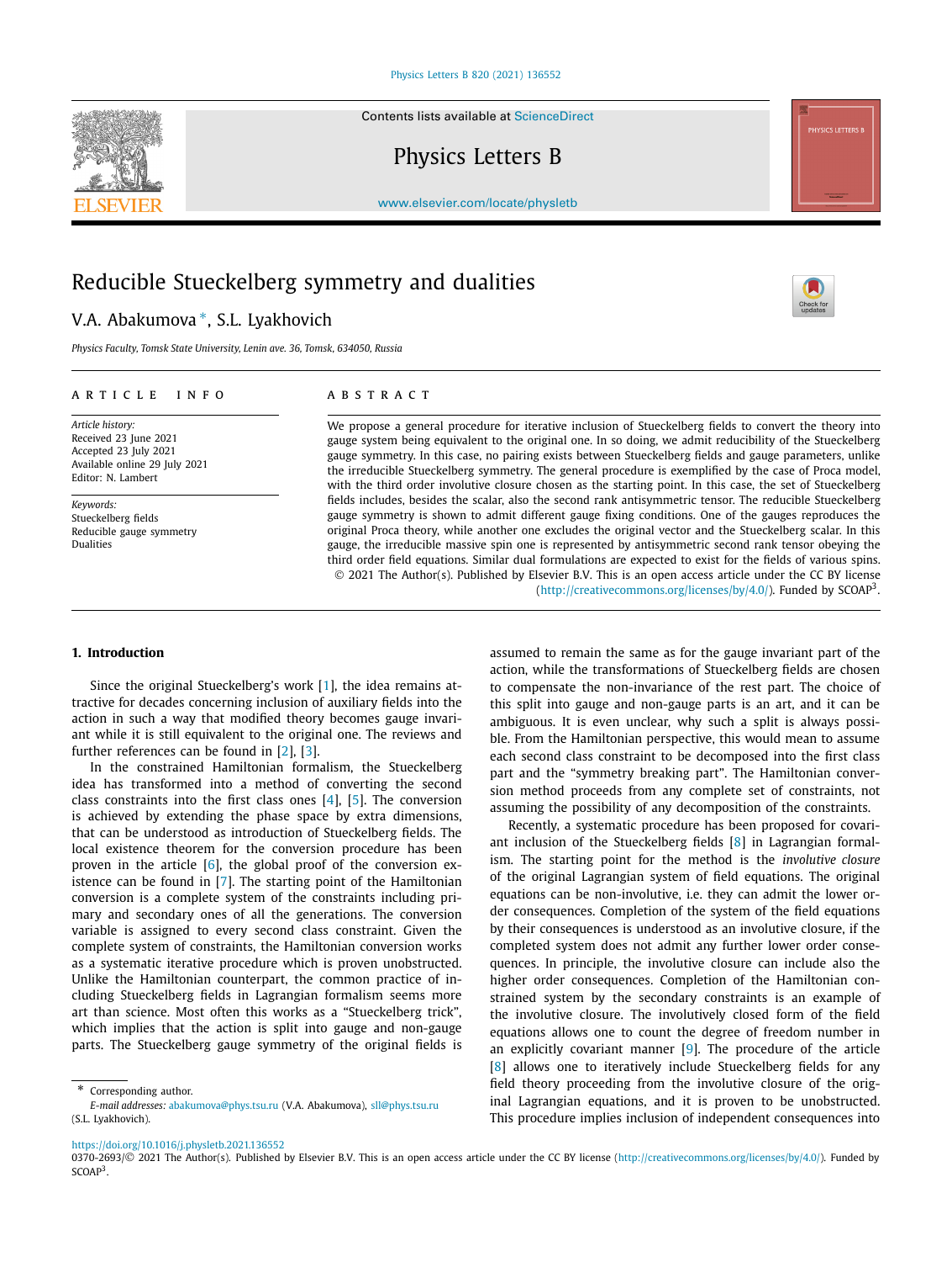# Reducible Stueckelberg symmetry and dualities

V.A. Abakumova *, S.L. Lyakhovich

*Physics Faculty, Tomsk State University, Lenin ave. 36, Tomsk, 634050, Russia*

**ARTICLE INFO**

*Article history:*
Received 23 June 2021
Accepted 23 July 2021
Available online 29 July 2021
Editor: N. Lambert

*Keywords:*
Stueckelberg fields
Reducible gauge symmetry
Dualities

**ABSTRACT**

We propose a general procedure for iterative inclusion of Stueckelberg fields to convert the theory into gauge system being equivalent to the original one. In so doing, we admit reducibility of the Stueckelberg gauge symmetry. In this case, no pairing exists between Stueckelberg fields and gauge parameters, unlike the irreducible Stueckelberg symmetry. The general procedure is exemplified by the case of Proca model, with the third order involutive closure chosen as the starting point. In this case, the set of Stueckelberg fields includes, besides the scalar, also the second rank antisymmetric tensor. The reducible Stueckelberg gauge symmetry is shown to admit different gauge fixing conditions. One of the gauges reproduces the original Proca theory, while another one excludes the original vector and the Stueckelberg scalar. In this gauge, the irreducible massive spin one is represented by antisymmetric second rank tensor obeying the third order field equations. Similar dual formulations are expected to exist for the fields of various spins.

© 2021 The Author(s). Published by Elsevier B.V. This is an open access article under the CC BY license (http://creativecommons.org/licenses/by/4.0/). Funded by SCOAP[3].

## 1. Introduction

Since the original Stueckelberg's work [1], the idea remains attractive for decades concerning inclusion of auxiliary fields into the action in such a way that modified theory becomes gauge invariant while it is still equivalent to the original one. The reviews and further references can be found in [2], [3].

In the constrained Hamiltonian formalism, the Stueckelberg idea has transformed into a method of converting the second class constraints into the first class ones [4], [5]. The conversion is achieved by extending the phase space by extra dimensions, that can be understood as introduction of Stueckelberg fields. The local existence theorem for the conversion procedure has been proven in the article [6], the global proof of the conversion existence can be found in [7]. The starting point of the Hamiltonian conversion is a complete system of the constraints including primary and secondary ones of all the generations. The conversion variable is assigned to every second class constraint. Given the complete system of constraints, the Hamiltonian conversion works as a systematic iterative procedure which is proven unobstructed. Unlike the Hamiltonian counterpart, the common practice of including Stueckelberg fields in Lagrangian formalism seems more art than science. Most often this works as a "Stueckelberg trick", which implies that the action is split into gauge and non-gauge parts. The Stueckelberg gauge symmetry of the original fields is assumed to remain the same as for the gauge invariant part of the action, while the transformations of Stueckelberg fields are chosen to compensate the non-invariance of the rest part. The choice of this split into gauge and non-gauge parts is an art, and it can be ambiguous. It is even unclear, why such a split is always possible. From the Hamiltonian perspective, this would mean to assume each second class constraint to be decomposed into the first class part and the "symmetry breaking part". The Hamiltonian conversion method proceeds from any complete set of constraints, not assuming the possibility of any decomposition of the constraints.

Recently, a systematic procedure has been proposed for covariant inclusion of the Stueckelberg fields [8] in Lagrangian formalism. The starting point for the method is the *involutive closure* of the original Lagrangian system of field equations. The original equations can be non-involutive, i.e. they can admit the lower order consequences. Completion of the system of the field equations by their consequences is understood as an involutive closure, if the completed system does not admit any further lower order consequences. In principle, the involutive closure can include also the higher order consequences. Completion of the Hamiltonian constrained system by the secondary constraints is an example of the involutive closure. The involutively closed form of the field equations allows one to count the degree of freedom number in an explicitly covariant manner [9]. The procedure of the article [8] allows one to iteratively include Stueckelberg fields for any field theory proceeding from the involutive closure of the original Lagrangian equations, and it is proven to be unobstructed. This procedure implies inclusion of independent consequences into

---

* Corresponding author.
*E-mail addresses:* abakumova@phys.tsu.ru (V.A. Abakumova), sll@phys.tsu.ru (S.L. Lyakhovich).

https://doi.org/10.1016/j.physletb.2021.136552
0370-2693/© 2021 The Author(s). Published by Elsevier B.V. This is an open access article under the CC BY license (http://creativecommons.org/licenses/by/4.0/). Funded by SCOAP[3].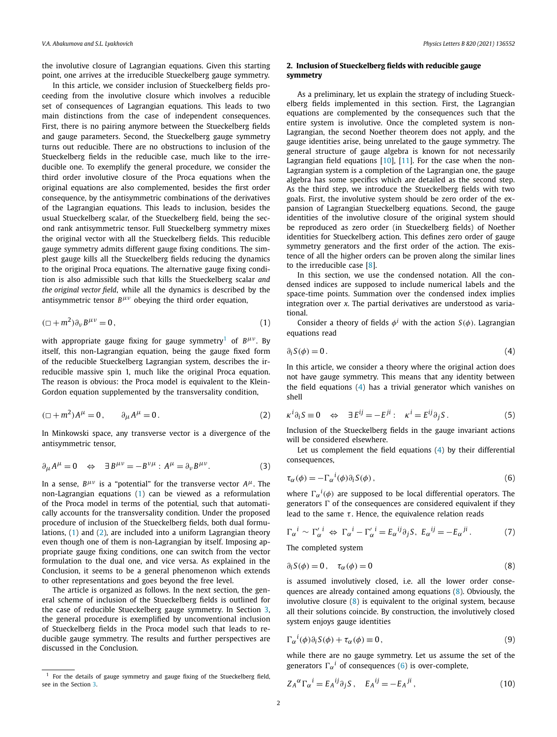the involutive closure of Lagrangian equations. Given this starting point, one arrives at the irreducible Stueckelberg gauge symmetry.

In this article, we consider inclusion of Stueckelberg fields proceeding from the involutive closure which involves a reducible set of consequences of Lagrangian equations. This leads to two main distinctions from the case of independent consequences. First, there is no pairing anymore between the Stueckelberg fields and gauge parameters. Second, the Stueckelberg gauge symmetry turns out reducible. There are no obstructions to inclusion of the Stueckelberg fields in the reducible case, much like to the irreducible one. To exemplify the general procedure, we consider the third order involutive closure of the Proca equations when the original equations are also complemented, besides the first order consequence, by the antisymmetric combinations of the derivatives of the Lagrangian equations. This leads to inclusion, besides the usual Stueckelberg scalar, of the Stueckelberg field, being the second rank antisymmetric tensor. Full Stueckelberg symmetry mixes the original vector with all the Stueckelberg fields. This reducible gauge symmetry admits different gauge fixing conditions. The simplest gauge kills all the Stueckelberg fields reducing the dynamics to the original Proca equations. The alternative gauge fixing condition is also admissible such that kills the Stueckelberg scalar *and the original vector field*, while all the dynamics is described by the antisymmetric tensor $B^{\mu\nu}$ obeying the third order equation,

$$(\Box + m^2)\partial_\nu B^{\mu\nu} = 0\,, \tag{1}$$

with appropriate gauge fixing for gauge symmetry[1] of $B^{\mu\nu}$. By itself, this non-Lagrangian equation, being the gauge fixed form of the reducible Stueckelberg Lagrangian system, describes the irreducible massive spin 1, much like the original Proca equation. The reason is obvious: the Proca model is equivalent to the Klein-Gordon equation supplemented by the transversality condition,

$$(\Box + m^2)A^\mu = 0\,, \qquad \partial_\mu A^\mu = 0\,. \tag{2}$$

In Minkowski space, any transverse vector is a divergence of the antisymmetric tensor,

$$\partial_\mu A^\mu = 0 \quad \Leftrightarrow \quad \exists\, B^{\mu\nu} = -B^{\nu\mu} : A^\mu = \partial_\nu B^{\mu\nu}. \tag{3}$$

In a sense, $B^{\mu\nu}$ is a "potential" for the transverse vector $A^\mu$. The non-Lagrangian equations (1) can be viewed as a reformulation of the Proca model in terms of the potential, such that automatically accounts for the transversality condition. Under the proposed procedure of inclusion of the Stueckelberg fields, both dual formulations, (1) and (2), are included into a uniform Lagrangian theory even though one of them is non-Lagrangian by itself. Imposing appropriate gauge fixing conditions, one can switch from the vector formulation to the dual one, and vice versa. As explained in the Conclusion, it seems to be a general phenomenon which extends to other representations and goes beyond the free level.

The article is organized as follows. In the next section, the general scheme of inclusion of the Stueckelberg fields is outlined for the case of reducible Stueckelberg gauge symmetry. In Section 3, the general procedure is exemplified by unconventional inclusion of Stueckelberg fields in the Proca model such that leads to reducible gauge symmetry. The results and further perspectives are discussed in the Conclusion.

[1] For the details of gauge symmetry and gauge fixing of the Stueckelberg field, see in the Section 3.

## 2. Inclusion of Stueckelberg fields with reducible gauge symmetry

As a preliminary, let us explain the strategy of including Stueckelberg fields implemented in this section. First, the Lagrangian equations are complemented by the consequences such that the entire system is involutive. Once the completed system is non-Lagrangian, the second Noether theorem does not apply, and the gauge identities arise, being unrelated to the gauge symmetry. The general structure of gauge algebra is known for not necessarily Lagrangian field equations [10], [11]. For the case when the non-Lagrangian system is a completion of the Lagrangian one, the gauge algebra has some specifics which are detailed as the second step. As the third step, we introduce the Stueckelberg fields with two goals. First, the involutive system should be zero order of the expansion of Lagrangian Stueckelberg equations. Second, the gauge identities of the involutive closure of the original system should be reproduced as zero order (in Stueckelberg fields) of Noether identities for Stueckelberg action. This defines zero order of gauge symmetry generators and the first order of the action. The existence of all the higher orders can be proven along the similar lines to the irreducible case [8].

In this section, we use the condensed notation. All the condensed indices are supposed to include numerical labels and the space-time points. Summation over the condensed index implies integration over $x$. The partial derivatives are understood as variational.

Consider a theory of fields $\phi^i$ with the action $S(\phi)$. Lagrangian equations read

$$\partial_i S(\phi) = 0\,. \tag{4}$$

In this article, we consider a theory where the original action does not have gauge symmetry. This means that any identity between the field equations (4) has a trivial generator which vanishes on shell

$$\kappa^i \partial_i S \equiv 0 \quad \Leftrightarrow \quad \exists\, E^{ij} = -E^{ji} : \quad \kappa^i = E^{ij}\partial_j S\,. \tag{5}$$

Inclusion of the Stueckelberg fields in the gauge invariant actions will be considered elsewhere.

Let us complement the field equations (4) by their differential consequences,

$$\tau_\alpha(\phi) = -\Gamma_\alpha{}^i(\phi)\partial_i S(\phi)\,, \tag{6}$$

where $\Gamma_\alpha{}^i(\phi)$ are supposed to be local differential operators. The generators $\Gamma$ of the consequences are considered equivalent if they lead to the same $\tau$. Hence, the equivalence relation reads

$$\Gamma_\alpha{}^i \sim \Gamma'_\alpha{}^i \;\Leftrightarrow\; \Gamma_\alpha{}^i - \Gamma'_\alpha{}^i = E_\alpha{}^{ij}\partial_j S\,,\;\; E_\alpha{}^{ij} = -E_\alpha{}^{ji}\,. \tag{7}$$

The completed system

$$\partial_i S(\phi) = 0\,, \quad \tau_\alpha(\phi) = 0 \tag{8}$$

is assumed involutively closed, i.e. all the lower order consequences are already contained among equations (8). Obviously, the involutive closure (8) is equivalent to the original system, because all their solutions coincide. By construction, the involutively closed system enjoys gauge identities

$$\Gamma_\alpha{}^i(\phi)\partial_i S(\phi) + \tau_\alpha(\phi) \equiv 0\,, \tag{9}$$

while there are no gauge symmetry. Let us assume the set of the generators $\Gamma_\alpha{}^i$ of consequences (6) is over-complete,

$$Z_A{}^\alpha \Gamma_\alpha{}^i = E_A{}^{ij}\partial_j S\,, \quad E_A{}^{ij} = -E_A{}^{ji}\,, \tag{10}$$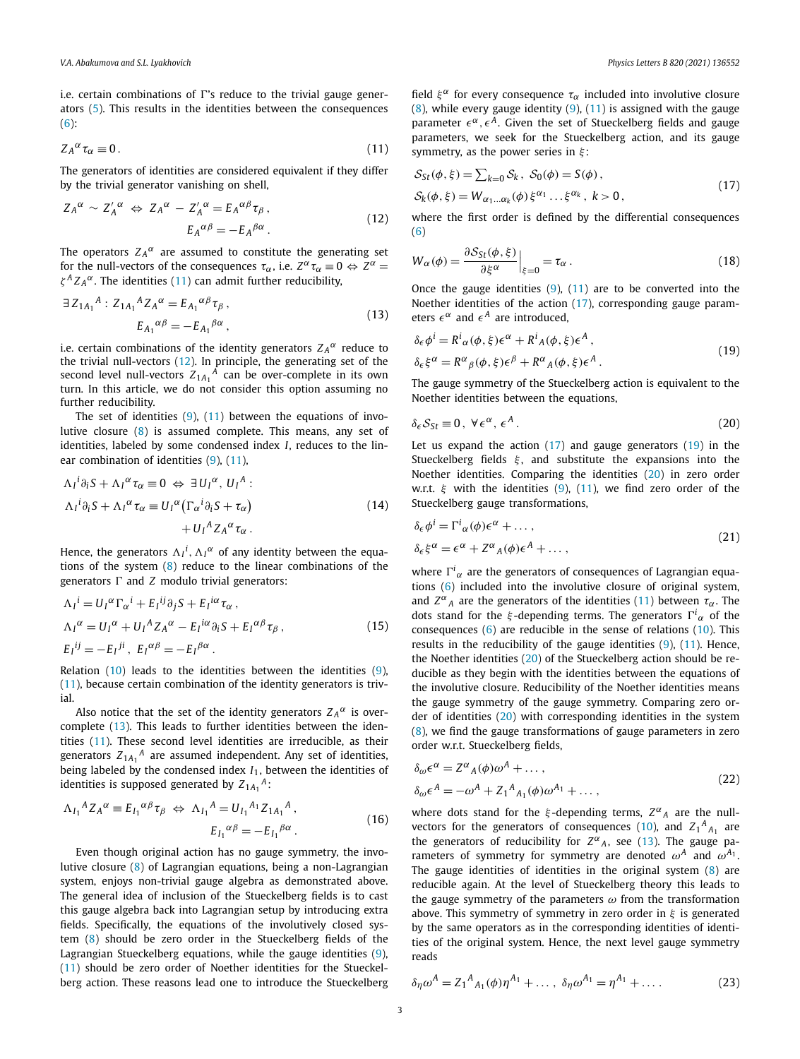i.e. certain combinations of Γ's reduce to the trivial gauge generators (5). This results in the identities between the consequences (6):

$$Z_A{}^\alpha \tau_\alpha \equiv 0 \,. \tag{11}$$

The generators of identities are considered equivalent if they differ by the trivial generator vanishing on shell,

$$Z_A{}^\alpha \sim Z'_A{}^\alpha \;\Leftrightarrow\; Z_A{}^\alpha - Z'_A{}^\alpha = E_A{}^{\alpha\beta}\tau_\beta \,, \qquad E_A{}^{\alpha\beta} = -E_A{}^{\beta\alpha} \,. \tag{12}$$

The operators $Z_A{}^\alpha$ are assumed to constitute the generating set for the null-vectors of the consequences $\tau_\alpha$, i.e. $Z^\alpha\tau_\alpha \equiv 0 \Leftrightarrow Z^\alpha = \zeta^A Z_A{}^\alpha$. The identities (11) can admit further reducibility,

$$\exists\, Z_{1A_1}{}^A : \, Z_{1A_1}{}^A Z_A{}^\alpha = E_{A_1}{}^{\alpha\beta}\tau_\beta \,, \qquad E_{A_1}{}^{\alpha\beta} = -E_{A_1}{}^{\beta\alpha} \,, \tag{13}$$

i.e. certain combinations of the identity generators $Z_A{}^\alpha$ reduce to the trivial null-vectors (12). In principle, the generating set of the second level null-vectors $Z_{1A_1}{}^A$ can be over-complete in its own turn. In this article, we do not consider this option assuming no further reducibility.

The set of identities (9), (11) between the equations of involutive closure (8) is assumed complete. This means, any set of identities, labeled by some condensed index $I$, reduces to the linear combination of identities (9), (11),

$$\begin{aligned}
&\Lambda_I{}^i\partial_i S + \Lambda_I{}^\alpha\tau_\alpha \equiv 0 \;\Leftrightarrow\; \exists\, U_I{}^\alpha ,\, U_I{}^A : \\
&\Lambda_I{}^i\partial_i S + \Lambda_I{}^\alpha\tau_\alpha \equiv U_I{}^\alpha\big(\Gamma_\alpha{}^i\partial_i S + \tau_\alpha\big) \\
&\qquad\qquad + U_I{}^A Z_A{}^\alpha\tau_\alpha \,.
\end{aligned} \tag{14}$$

Hence, the generators $\Lambda_I{}^i, \Lambda_I{}^\alpha$ of any identity between the equations of the system (8) reduce to the linear combinations of the generators Γ and $Z$ modulo trivial generators:

$$\begin{aligned}
&\Lambda_I{}^i = U_I{}^\alpha\Gamma_\alpha{}^i + E_I{}^{ij}\partial_j S + E_I{}^{i\alpha}\tau_\alpha \,, \\
&\Lambda_I{}^\alpha = U_I{}^\alpha + U_I{}^A Z_A{}^\alpha - E_I{}^{i\alpha}\partial_i S + E_I{}^{\alpha\beta}\tau_\beta \,, \\
&E_I{}^{ij} = -E_I{}^{ji} \,,\; E_I{}^{\alpha\beta} = -E_I{}^{\beta\alpha} \,.
\end{aligned} \tag{15}$$

Relation (10) leads to the identities between the identities (9), (11), because certain combination of the identity generators is trivial.

Also notice that the set of the identity generators $Z_A{}^\alpha$ is over-complete (13). This leads to further identities between the identities (11). These second level identities are irreducible, as their generators $Z_{1A_1}{}^A$ are assumed independent. Any set of identities, being labeled by the condensed index $I_1$, between the identities of identities is supposed generated by $Z_{1A_1}{}^A$:

$$\Lambda_{I_1}{}^A Z_A{}^\alpha \equiv E_{I_1}{}^{\alpha\beta}\tau_\beta \;\Leftrightarrow\; \Lambda_{I_1}{}^A = U_{I_1}{}^{A_1} Z_{1A_1}{}^A \,, \qquad E_{I_1}{}^{\alpha\beta} = -E_{I_1}{}^{\beta\alpha} \,. \tag{16}$$

Even though original action has no gauge symmetry, the involutive closure (8) of Lagrangian equations, being a non-Lagrangian system, enjoys non-trivial gauge algebra as demonstrated above. The general idea of inclusion of the Stueckelberg fields is to cast this gauge algebra back into Lagrangian setup by introducing extra fields. Specifically, the equations of the involutively closed system (8) should be zero order in the Stueckelberg fields of the Lagrangian Stueckelberg equations, while the gauge identities (9), (11) should be zero order of Noether identities for the Stueckelberg action. These reasons lead one to introduce the Stueckelberg field $\xi^\alpha$ for every consequence $\tau_\alpha$ included into involutive closure (8), while every gauge identity (9), (11) is assigned with the gauge parameter $\epsilon^\alpha, \epsilon^A$. Given the set of Stueckelberg fields and gauge parameters, we seek for the Stueckelberg action, and its gauge symmetry, as the power series in $\xi$:

$$\begin{aligned}
&\mathcal{S}_{St}(\phi,\xi) = \textstyle\sum_{k=0}\mathcal{S}_k \,,\; \mathcal{S}_0(\phi) = S(\phi) \,, \\
&\mathcal{S}_k(\phi,\xi) = W_{\alpha_1\ldots\alpha_k}(\phi)\,\xi^{\alpha_1}\ldots\xi^{\alpha_k} \,,\; k>0 \,,
\end{aligned} \tag{17}$$

where the first order is defined by the differential consequences (6)

$$W_\alpha(\phi) = \frac{\partial\mathcal{S}_{St}(\phi,\xi)}{\partial\xi^\alpha}\Big|_{\xi=0} = \tau_\alpha \,. \tag{18}$$

Once the gauge identities (9), (11) are to be converted into the Noether identities of the action (17), corresponding gauge parameters $\epsilon^\alpha$ and $\epsilon^A$ are introduced,

$$\begin{aligned}
&\delta_\epsilon\phi^i = R^i{}_\alpha(\phi,\xi)\epsilon^\alpha + R^i{}_A(\phi,\xi)\epsilon^A \,, \\
&\delta_\epsilon\xi^\alpha = R^\alpha{}_\beta(\phi,\xi)\epsilon^\beta + R^\alpha{}_A(\phi,\xi)\epsilon^A \,.
\end{aligned} \tag{19}$$

The gauge symmetry of the Stueckelberg action is equivalent to the Noether identities between the equations,

$$\delta_\epsilon\mathcal{S}_{St} \equiv 0 \,,\; \forall\,\epsilon^\alpha,\,\epsilon^A \,. \tag{20}$$

Let us expand the action (17) and gauge generators (19) in the Stueckelberg fields $\xi$, and substitute the expansions into the Noether identities. Comparing the identities (20) in zero order w.r.t. $\xi$ with the identities (9), (11), we find zero order of the Stueckelberg gauge transformations,

$$\begin{aligned}
&\delta_\epsilon\phi^i = \Gamma^i{}_\alpha(\phi)\epsilon^\alpha + \ldots \,, \\
&\delta_\epsilon\xi^\alpha = \epsilon^\alpha + Z^\alpha{}_A(\phi)\epsilon^A + \ldots \,,
\end{aligned} \tag{21}$$

where $\Gamma^i{}_\alpha$ are the generators of consequences of Lagrangian equations (6) included into the involutive closure of original system, and $Z^\alpha{}_A$ are the generators of the identities (11) between $\tau_\alpha$. The dots stand for the $\xi$-depending terms. The generators $\Gamma^i{}_\alpha$ of the consequences (6) are reducible in the sense of relations (10). This results in the reducibility of the gauge identities (9), (11). Hence, the Noether identities (20) of the Stueckelberg action should be reducible as they begin with the identities between the equations of the involutive closure. Reducibility of the Noether identities means the gauge symmetry of the gauge symmetry. Comparing zero order of identities (20) with corresponding gauge identities in the system (8), we find the gauge transformations of gauge parameters in zero order w.r.t. Stueckelberg fields,

$$\begin{aligned}
&\delta_\omega\epsilon^\alpha = Z^\alpha{}_A(\phi)\omega^A + \ldots \,, \\
&\delta_\omega\epsilon^A = -\omega^A + Z_1{}^A{}_{A_1}(\phi)\omega^{A_1} + \ldots \,,
\end{aligned} \tag{22}$$

where dots stand for the $\xi$-depending terms, $Z^\alpha{}_A$ are the null-vectors for the generators of consequences (10), and $Z_1{}^A{}_{A_1}$ are the generators of reducibility for $Z^\alpha{}_A$, see (13). The gauge parameters of symmetry for symmetry are denoted $\omega^A$ and $\omega^{A_1}$. The gauge identities of identities in the original system (8) are reducible again. At the level of Stueckelberg theory this leads to the gauge symmetry of the parameters $\omega$ from the transformation above. This symmetry of symmetry in zero order in $\xi$ is generated by the same operators as in the corresponding identities of identities of the original system. Hence, the next level gauge symmetry reads

$$\delta_\eta\omega^A = Z_1{}^A{}_{A_1}(\phi)\eta^{A_1} + \ldots \,,\; \delta_\eta\omega^{A_1} = \eta^{A_1} + \ldots \,. \tag{23}$$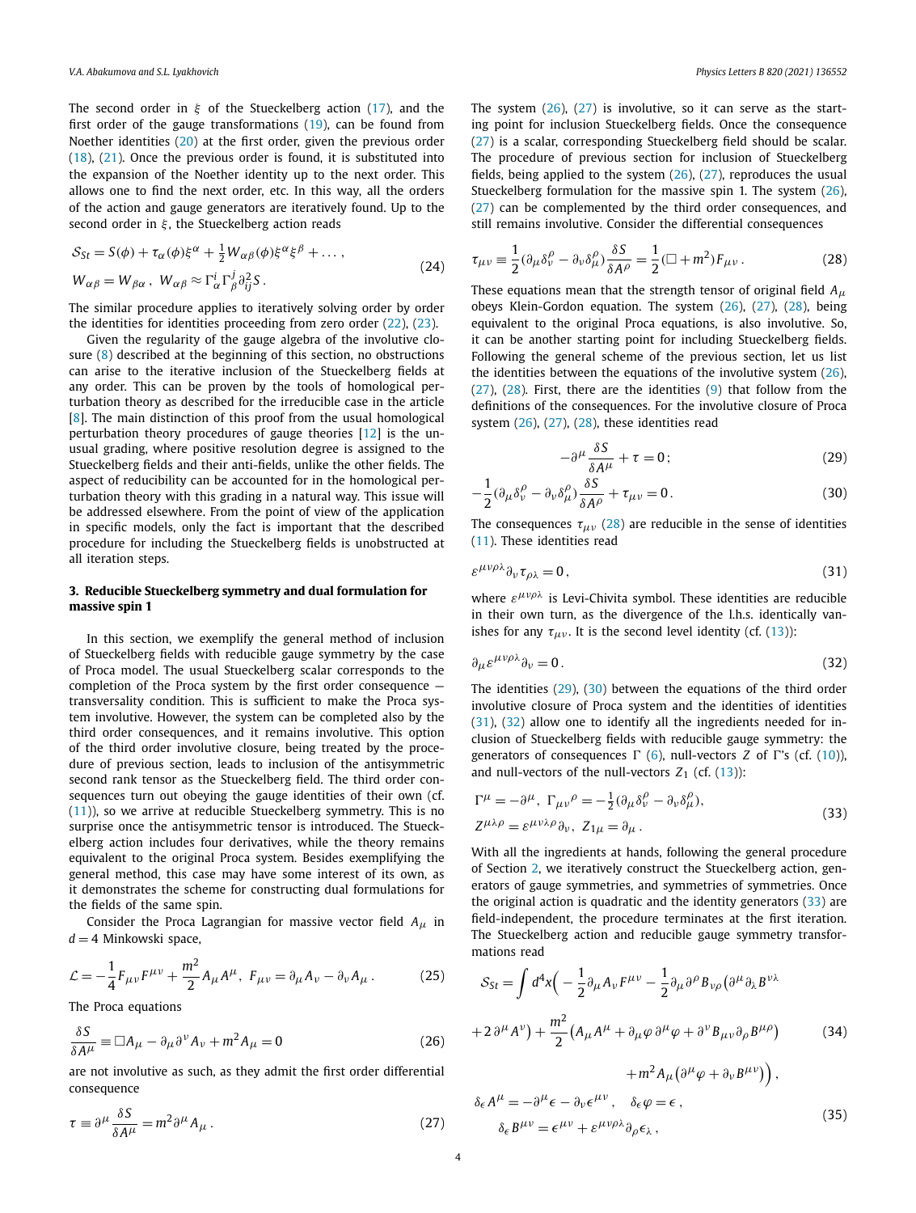The second order in $\xi$ of the Stueckelberg action (17), and the first order of the gauge transformations (19), can be found from Noether identities (20) at the first order, given the previous order (18), (21). Once the previous order is found, it is substituted into the expansion of the Noether identity up to the next order. This allows one to find the next order, etc. In this way, all the orders of the action and gauge generators are iteratively found. Up to the second order in $\xi$, the Stueckelberg action reads

$$
\begin{aligned}
&\mathcal{S}_{St} = S(\phi) + \tau_\alpha(\phi)\xi^\alpha + \tfrac{1}{2}W_{\alpha\beta}(\phi)\xi^\alpha\xi^\beta + \dots\,, \\
&W_{\alpha\beta} = W_{\beta\alpha}\,,\ W_{\alpha\beta} \approx \Gamma^i_\alpha\Gamma^j_\beta\partial^2_{ij}S\,.
\end{aligned}
\tag{24}
$$

The similar procedure applies to iteratively solving order by order the identities for identities proceeding from zero order (22), (23).

Given the regularity of the gauge algebra of the involutive closure (8) described at the beginning of this section, no obstructions can arise to the iterative inclusion of the Stueckelberg fields at any order. This can be proven by the tools of homological perturbation theory as described for the irreducible case in the article [8]. The main distinction of this proof from the usual homological perturbation theory procedures of gauge theories [12] is the unusual grading, where positive resolution degree is assigned to the Stueckelberg fields and their anti-fields, unlike the other fields. The aspect of reducibility can be accounted for in the homological perturbation theory with this grading in a natural way. This issue will be addressed elsewhere. From the point of view of the application in specific models, only the fact is important that the described procedure for including the Stueckelberg fields is unobstructed at all iteration steps.

## 3. Reducible Stueckelberg symmetry and dual formulation for massive spin 1

In this section, we exemplify the general method of inclusion of Stueckelberg fields with reducible gauge symmetry by the case of Proca model. The usual Stueckelberg scalar corresponds to the completion of the Proca system by the first order consequence — transversality condition. This is sufficient to make the Proca system involutive. However, the system can be completed also by the third order consequences, and it remains involutive. This option of the third order involutive closure, being treated by the procedure of previous section, leads to inclusion of the antisymmetric second rank tensor as the Stueckelberg field. The third order consequences turn out obeying the gauge identities of their own (cf. (11)), so we arrive at reducible Stueckelberg symmetry. This is no surprise once the antisymmetric tensor is introduced. The Stueckelberg action includes four derivatives, while the theory remains equivalent to the original Proca system. Besides exemplifying the general method, this case may have some interest of its own, as it demonstrates the scheme for constructing dual formulations for the fields of the same spin.

Consider the Proca Lagrangian for massive vector field $A_\mu$ in $d=4$ Minkowski space,

$$
\mathcal{L} = -\frac{1}{4}F_{\mu\nu}F^{\mu\nu} + \frac{m^2}{2}A_\mu A^\mu\,,\ F_{\mu\nu} = \partial_\mu A_\nu - \partial_\nu A_\mu\,. \tag{25}
$$

The Proca equations

$$
\frac{\delta S}{\delta A^\mu} \equiv \Box A_\mu - \partial_\mu\partial^\nu A_\nu + m^2 A_\mu = 0 \tag{26}
$$

are not involutive as such, as they admit the first order differential consequence

$$
\tau \equiv \partial^\mu\frac{\delta S}{\delta A^\mu} = m^2\partial^\mu A_\mu\,. \tag{27}
$$

The system (26), (27) is involutive, so it can serve as the starting point for inclusion Stueckelberg fields. Once the consequence (27) is a scalar, corresponding Stueckelberg field should be scalar. The procedure of previous section for inclusion of Stueckelberg fields, being applied to the system (26), (27), reproduces the usual Stueckelberg formulation for the massive spin 1. The system (26), (27) can be complemented by the third order consequences, and still remains involutive. Consider the differential consequences

$$
\tau_{\mu\nu} \equiv \frac{1}{2}(\partial_\mu\delta^\rho_\nu - \partial_\nu\delta^\rho_\mu)\frac{\delta S}{\delta A^\rho} = \frac{1}{2}(\Box + m^2)F_{\mu\nu}\,. \tag{28}
$$

These equations mean that the strength tensor of original field $A_\mu$ obeys Klein-Gordon equation. The system (26), (27), (28), being equivalent to the original Proca equations, is also involutive. So, it can be another starting point for including Stueckelberg fields. Following the general scheme of the previous section, let us list the identities between the equations of the involutive system (26), (27), (28). First, there are the identities (9) that follow from the definitions of the consequences. For the involutive closure of Proca system (26), (27), (28), these identities read

$$
-\partial^\mu\frac{\delta S}{\delta A^\mu} + \tau = 0\,; \tag{29}
$$

$$
-\frac{1}{2}(\partial_\mu\delta^\rho_\nu - \partial_\nu\delta^\rho_\mu)\frac{\delta S}{\delta A^\rho} + \tau_{\mu\nu} = 0\,. \tag{30}
$$

The consequences $\tau_{\mu\nu}$ (28) are reducible in the sense of identities (11). These identities read

$$
\varepsilon^{\mu\nu\rho\lambda}\partial_\nu\tau_{\rho\lambda} = 0\,, \tag{31}
$$

where $\varepsilon^{\mu\nu\rho\lambda}$ is Levi-Chivita symbol. These identities are reducible in their own turn, as the divergence of the l.h.s. identically vanishes for any $\tau_{\mu\nu}$. It is the second level identity (cf. (13)):

$$
\partial_\mu\varepsilon^{\mu\nu\rho\lambda}\partial_\nu = 0\,. \tag{32}
$$

The identities (29), (30) between the equations of the third order involutive closure of Proca system and the identities of identities (31), (32) allow one to identify all the ingredients needed for inclusion of Stueckelberg fields with reducible gauge symmetry: the generators of consequences $\Gamma$ (6), null-vectors $Z$ of $\Gamma$'s (cf. (10)), and null-vectors of the null-vectors $Z_1$ (cf. (13)):

$$
\begin{aligned}
&\Gamma^\mu = -\partial^\mu,\ \Gamma_{\mu\nu}{}^\rho = -\tfrac{1}{2}(\partial_\mu\delta^\rho_\nu - \partial_\nu\delta^\rho_\mu), \\
&Z^{\mu\lambda\rho} = \varepsilon^{\mu\nu\lambda\rho}\partial_\nu,\ Z_{1\mu} = \partial_\mu\,.
\end{aligned}
\tag{33}
$$

With all the ingredients at hands, following the general procedure of Section 2, we iteratively construct the Stueckelberg action, generators of gauge symmetries, and symmetries of symmetries. Once the original action is quadratic and the identity generators (33) are field-independent, the procedure terminates at the first iteration. The Stueckelberg action and reducible gauge symmetry transformations read

$$
\begin{aligned}
\mathcal{S}_{St} = \int d^4x\Big(&-\frac{1}{2}\partial_\mu A_\nu F^{\mu\nu} - \frac{1}{2}\partial_\mu\partial^\rho B_{\nu\rho}\big(\partial^\mu\partial_\lambda B^{\nu\lambda} \\
&+ 2\,\partial^\mu A^\nu\big) + \frac{m^2}{2}\big(A_\mu A^\mu + \partial_\mu\varphi\,\partial^\mu\varphi + \partial^\nu B_{\mu\nu}\partial_\rho B^{\mu\rho}\big) \\
&+ m^2 A_\mu\big(\partial^\mu\varphi + \partial_\nu B^{\mu\nu}\big)\Big)\,,
\end{aligned}
\tag{34}
$$

$$
\begin{aligned}
&\delta_\epsilon A^\mu = -\partial^\mu\epsilon - \partial_\nu\epsilon^{\mu\nu}\,, \quad \delta_\epsilon\varphi = \epsilon\,, \\
&\delta_\epsilon B^{\mu\nu} = \epsilon^{\mu\nu} + \varepsilon^{\mu\nu\rho\lambda}\partial_\rho\epsilon_\lambda\,,
\end{aligned}
\tag{35}
$$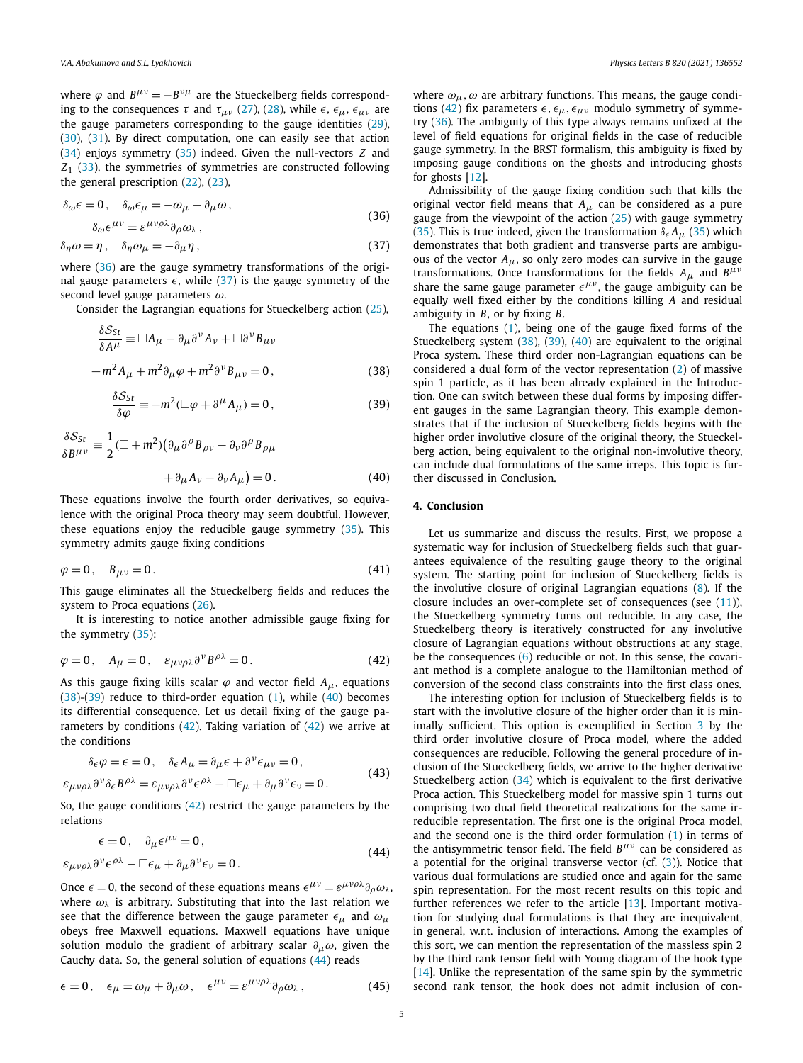where $\varphi$ and $B^{\mu\nu} = -B^{\nu\mu}$ are the Stueckelberg fields corresponding to the consequences $\tau$ and $\tau_{\mu\nu}$ (27), (28), while $\epsilon$, $\epsilon_\mu$, $\epsilon_{\mu\nu}$ are the gauge parameters corresponding to the gauge identities (29), (30), (31). By direct computation, one can easily see that action (34) enjoys symmetry (35) indeed. Given the null-vectors $Z$ and $Z_1$ (33), the symmetries of symmetries are constructed following the general prescription (22), (23),

$$
\delta_\omega \epsilon = 0\,, \quad \delta_\omega \epsilon_\mu = -\omega_\mu - \partial_\mu \omega\,, \qquad \delta_\omega \epsilon^{\mu\nu} = \varepsilon^{\mu\nu\rho\lambda}\partial_\rho \omega_\lambda\,, \tag{36}
$$

$$
\delta_\eta \omega = \eta\,, \quad \delta_\eta \omega_\mu = -\partial_\mu \eta\,, \tag{37}
$$

where (36) are the gauge symmetry transformations of the original gauge parameters $\epsilon$, while (37) is the gauge symmetry of the second level gauge parameters $\omega$.

Consider the Lagrangian equations for Stueckelberg action (25),

$$
\frac{\delta \mathcal{S}_{St}}{\delta A^\mu} \equiv \Box A_\mu - \partial_\mu \partial^\nu A_\nu + \Box \partial^\nu B_{\mu\nu} + m^2 A_\mu + m^2 \partial_\mu \varphi + m^2 \partial^\nu B_{\mu\nu} = 0\,, \tag{38}
$$

$$
\frac{\delta \mathcal{S}_{St}}{\delta \varphi} \equiv -m^2(\Box \varphi + \partial^\mu A_\mu) = 0\,, \tag{39}
$$

$$
\frac{\delta \mathcal{S}_{St}}{\delta B^{\mu\nu}} \equiv \frac{1}{2}(\Box + m^2)\big(\partial_\mu \partial^\rho B_{\rho\nu} - \partial_\nu \partial^\rho B_{\rho\mu} + \partial_\mu A_\nu - \partial_\nu A_\mu\big) = 0\,. \tag{40}
$$

These equations involve the fourth order derivatives, so equivalence with the original Proca theory may seem doubtful. However, these equations enjoy the reducible gauge symmetry (35). This symmetry admits gauge fixing conditions

$$
\varphi = 0\,, \quad B_{\mu\nu} = 0\,. \tag{41}
$$

This gauge eliminates all the Stueckelberg fields and reduces the system to Proca equations (26).

It is interesting to notice another admissible gauge fixing for the symmetry (35):

$$
\varphi = 0\,, \quad A_\mu = 0\,, \quad \varepsilon_{\mu\nu\rho\lambda}\partial^\nu B^{\rho\lambda} = 0\,. \tag{42}
$$

As this gauge fixing kills scalar $\varphi$ and vector field $A_\mu$, equations (38)-(39) reduce to third-order equation (1), while (40) becomes its differential consequence. Let us detail fixing of the gauge parameters by conditions (42). Taking variation of (42) we arrive at the conditions

$$
\delta_\epsilon \varphi = \epsilon = 0\,, \quad \delta_\epsilon A_\mu = \partial_\mu \epsilon + \partial^\nu \epsilon_{\mu\nu} = 0\,,
$$
$$
\varepsilon_{\mu\nu\rho\lambda}\partial^\nu \delta_\epsilon B^{\rho\lambda} = \varepsilon_{\mu\nu\rho\lambda}\partial^\nu \epsilon^{\rho\lambda} - \Box \epsilon_\mu + \partial_\mu \partial^\nu \epsilon_\nu = 0\,. \tag{43}
$$

So, the gauge conditions (42) restrict the gauge parameters by the relations

$$
\epsilon = 0\,, \quad \partial_\mu \epsilon^{\mu\nu} = 0\,,
$$
$$
\varepsilon_{\mu\nu\rho\lambda}\partial^\nu \epsilon^{\rho\lambda} - \Box \epsilon_\mu + \partial_\mu \partial^\nu \epsilon_\nu = 0\,. \tag{44}
$$

Once $\epsilon = 0$, the second of these equations means $\epsilon^{\mu\nu} = \varepsilon^{\mu\nu\rho\lambda}\partial_\rho \omega_\lambda$, where $\omega_\lambda$ is arbitrary. Substituting that into the last relation we see that the difference between the gauge parameter $\epsilon_\mu$ and $\omega_\mu$ obeys free Maxwell equations. Maxwell equations have unique solution modulo the gradient of arbitrary scalar $\partial_\mu \omega$, given the Cauchy data. So, the general solution of equations (44) reads

$$
\epsilon = 0\,, \quad \epsilon_\mu = \omega_\mu + \partial_\mu \omega\,, \quad \epsilon^{\mu\nu} = \varepsilon^{\mu\nu\rho\lambda}\partial_\rho \omega_\lambda\,, \tag{45}
$$

where $\omega_\mu, \omega$ are arbitrary functions. This means, the gauge conditions (42) fix parameters $\epsilon, \epsilon_\mu, \epsilon_{\mu\nu}$ modulo symmetry of symmetry (36). The ambiguity of this type always remains unfixed at the level of field equations for original fields in the case of reducible gauge symmetry. In the BRST formalism, this ambiguity is fixed by imposing gauge conditions on the ghosts and introducing ghosts for ghosts [12].

Admissibility of the gauge fixing condition such that kills the original vector field means that $A_\mu$ can be considered as a pure gauge from the viewpoint of the action (25) with gauge symmetry (35). This is true indeed, given the transformation $\delta_\epsilon A_\mu$ (35) which demonstrates that both gradient and transverse parts are ambiguous of the vector $A_\mu$, so only zero modes can survive in the gauge transformations. Once transformations for the fields $A_\mu$ and $B^{\mu\nu}$ share the same gauge parameter $\epsilon^{\mu\nu}$, the gauge ambiguity can be equally well fixed either by the conditions killing $A$ and residual ambiguity in $B$, or by fixing $B$.

The equations (1), being one of the gauge fixed forms of the Stueckelberg system (38), (39), (40) are equivalent to the original Proca system. These third order non-Lagrangian equations can be considered a dual form of the vector representation (2) of massive spin 1 particle, as it has been already explained in the Introduction. One can switch between these dual forms by imposing different gauges in the same Lagrangian theory. This example demonstrates that if the inclusion of Stueckelberg fields begins with the higher order involutive closure of the original theory, the Stueckelberg action, being equivalent to the original non-involutive theory, can include dual formulations of the same irreps. This topic is further discussed in Conclusion.

## 4. Conclusion

Let us summarize and discuss the results. First, we propose a systematic way for inclusion of Stueckelberg fields such that guarantees equivalence of the resulting gauge theory to the original system. The starting point for inclusion of Stueckelberg fields is the involutive closure of original Lagrangian equations (8). If the closure includes an over-complete set of consequences (see (11)), the Stueckelberg symmetry turns out reducible. In any case, the Stueckelberg theory is iteratively constructed for any involutive closure of Lagrangian equations without obstructions at any stage, be the consequences (6) reducible or not. In this sense, the covariant method is a complete analogue to the Hamiltonian method of conversion of the second class constraints into the first class ones.

The interesting option for inclusion of Stueckelberg fields is to start with the involutive closure of the higher order than it is minimally sufficient. This option is exemplified in Section 3 by the third order involutive closure of Proca model, where the added consequences are reducible. Following the general procedure of inclusion of the Stueckelberg fields, we arrive to the higher derivative Stueckelberg action (34) which is equivalent to the first derivative Proca action. This Stueckelberg model for massive spin 1 turns out comprising two dual field theoretical realizations for the same irreducible representation. The first one is the original Proca model, and the second one is the third order formulation (1) in terms of the antisymmetric tensor field. The field $B^{\mu\nu}$ can be considered as a potential for the original transverse vector (cf. (3)). Notice that various dual formulations are studied once and again for the same spin representation. For the most recent results on this topic and further references we refer to the article [13]. Important motivation for studying dual formulations is that they are inequivalent, in general, w.r.t. inclusion of interactions. Among the examples of this sort, we can mention the representation of the massless spin 2 by the third rank tensor field with Young diagram of the hook type [14]. Unlike the representation of the same spin by the symmetric second rank tensor, the hook does not admit inclusion of con-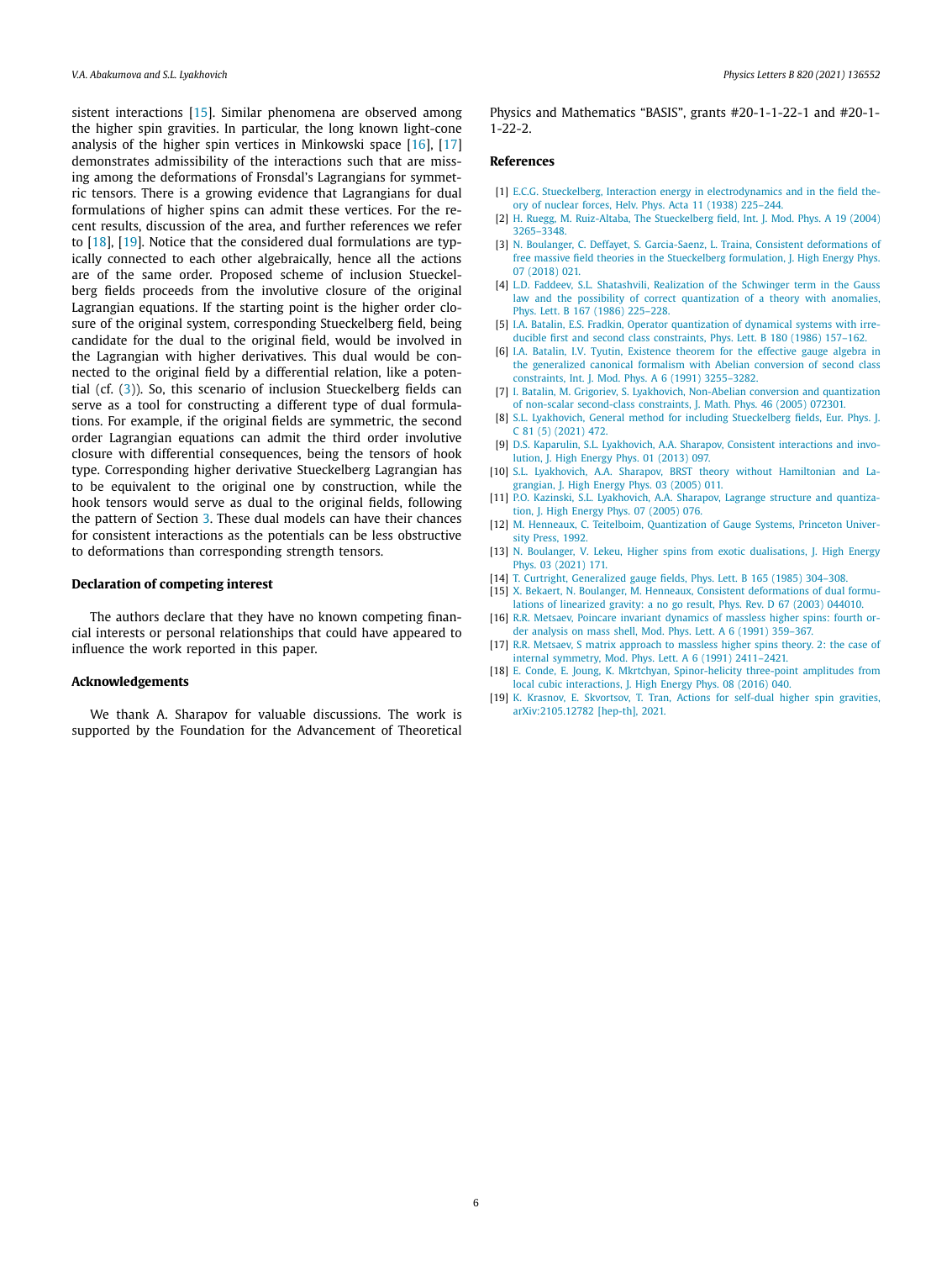sistent interactions [15]. Similar phenomena are observed among the higher spin gravities. In particular, the long known light-cone analysis of the higher spin vertices in Minkowski space [16], [17] demonstrates admissibility of the interactions such that are missing among the deformations of Fronsdal's Lagrangians for symmetric tensors. There is a growing evidence that Lagrangians for dual formulations of higher spins can admit these vertices. For the recent results, discussion of the area, and further references we refer to [18], [19]. Notice that the considered dual formulations are typically connected to each other algebraically, hence all the actions are of the same order. Proposed scheme of inclusion Stueckelberg fields proceeds from the involutive closure of the original Lagrangian equations. If the starting point is the higher order closure of the original system, corresponding Stueckelberg field, being candidate for the dual to the original field, would be involved in the Lagrangian with higher derivatives. This dual would be connected to the original field by a differential relation, like a potential (cf. (3)). So, this scenario of inclusion Stueckelberg fields can serve as a tool for constructing a different type of dual formulations. For example, if the original fields are symmetric, the second order Lagrangian equations can admit the third order involutive closure with differential consequences, being the tensors of hook type. Corresponding higher derivative Stueckelberg Lagrangian has to be equivalent to the original one by construction, while the hook tensors would serve as dual to the original fields, following the pattern of Section 3. These dual models can have their chances for consistent interactions as the potentials can be less obstructive to deformations than corresponding strength tensors.

## Declaration of competing interest

The authors declare that they have no known competing financial interests or personal relationships that could have appeared to influence the work reported in this paper.

## Acknowledgements

We thank A. Sharapov for valuable discussions. The work is supported by the Foundation for the Advancement of Theoretical Physics and Mathematics "BASIS", grants #20-1-1-22-1 and #20-1-1-22-2.

## References

[1] E.C.G. Stueckelberg, Interaction energy in electrodynamics and in the field theory of nuclear forces, Helv. Phys. Acta 11 (1938) 225–244.

[2] H. Ruegg, M. Ruiz-Altaba, The Stueckelberg field, Int. J. Mod. Phys. A 19 (2004) 3265–3348.

[3] N. Boulanger, C. Deffayet, S. Garcia-Saenz, L. Traina, Consistent deformations of free massive field theories in the Stueckelberg formulation, J. High Energy Phys. 07 (2018) 021.

[4] L.D. Faddeev, S.L. Shatashvili, Realization of the Schwinger term in the Gauss law and the possibility of correct quantization of a theory with anomalies, Phys. Lett. B 167 (1986) 225–228.

[5] I.A. Batalin, E.S. Fradkin, Operator quantization of dynamical systems with irreducible first and second class constraints, Phys. Lett. B 180 (1986) 157–162.

[6] I.A. Batalin, I.V. Tyutin, Existence theorem for the effective gauge algebra in the generalized canonical formalism with Abelian conversion of second class constraints, Int. J. Mod. Phys. A 6 (1991) 3255–3282.

[7] I. Batalin, M. Grigoriev, S. Lyakhovich, Non-Abelian conversion and quantization of non-scalar second-class constraints, J. Math. Phys. 46 (2005) 072301.

[8] S.L. Lyakhovich, General method for including Stueckelberg fields, Eur. Phys. J. C 81 (5) (2021) 472.

[9] D.S. Kaparulin, S.L. Lyakhovich, A.A. Sharapov, Consistent interactions and involution, J. High Energy Phys. 01 (2013) 097.

[10] S.L. Lyakhovich, A.A. Sharapov, BRST theory without Hamiltonian and Lagrangian, J. High Energy Phys. 03 (2005) 011.

[11] P.O. Kazinski, S.L. Lyakhovich, A.A. Sharapov, Lagrange structure and quantization, J. High Energy Phys. 07 (2005) 076.

[12] M. Henneaux, C. Teitelboim, Quantization of Gauge Systems, Princeton University Press, 1992.

[13] N. Boulanger, V. Lekeu, Higher spins from exotic dualisations, J. High Energy Phys. 03 (2021) 171.

[14] T. Curtright, Generalized gauge fields, Phys. Lett. B 165 (1985) 304–308.

[15] X. Bekaert, N. Boulanger, M. Henneaux, Consistent deformations of dual formulations of linearized gravity: a no go result, Phys. Rev. D 67 (2003) 044010.

[16] R.R. Metsaev, Poincare invariant dynamics of massless higher spins: fourth order analysis on mass shell, Mod. Phys. Lett. A 6 (1991) 359–367.

[17] R.R. Metsaev, S matrix approach to massless higher spins theory. 2: the case of internal symmetry, Mod. Phys. Lett. A 6 (1991) 2411–2421.

[18] E. Conde, E. Joung, K. Mkrtchyan, Spinor-helicity three-point amplitudes from local cubic interactions, J. High Energy Phys. 08 (2016) 040.

[19] K. Krasnov, E. Skvortsov, T. Tran, Actions for self-dual higher spin gravities, arXiv:2105.12782 [hep-th], 2021.